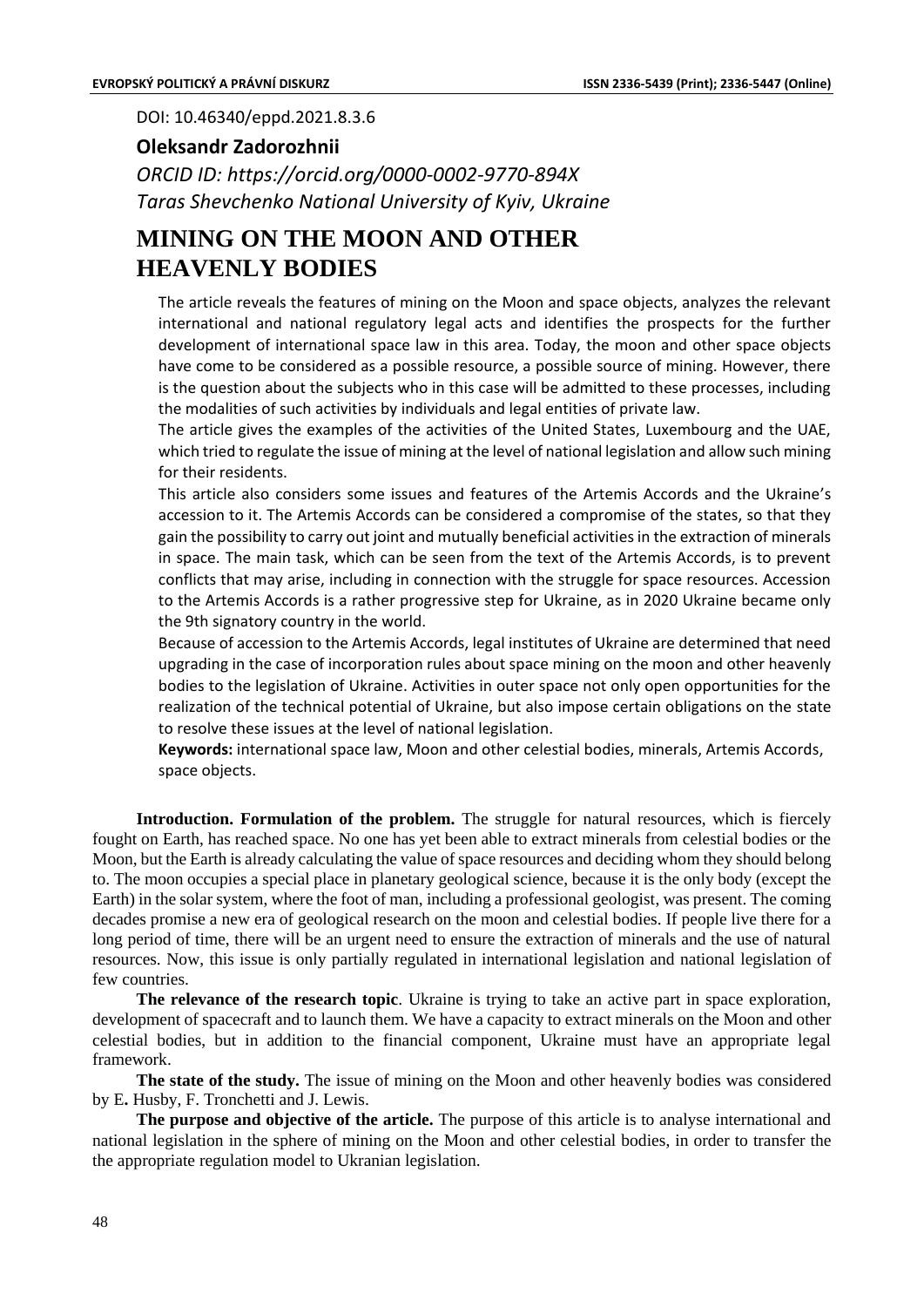DOI: 10.46340/eppd.2021.8.3.6

**Oleksandr Zadorozhnii**

*ORCID ID: https://orcid.org/0000-0002-9770-894X*
*Taras Shevchenko National University of Kyiv, Ukraine*

# MINING ON THE MOON AND OTHER HEAVENLY BODIES

The article reveals the features of mining on the Moon and space objects, analyzes the relevant international and national regulatory legal acts and identifies the prospects for the further development of international space law in this area. Today, the moon and other space objects have come to be considered as a possible resource, a possible source of mining. However, there is the question about the subjects who in this case will be admitted to these processes, including the modalities of such activities by individuals and legal entities of private law.

The article gives the examples of the activities of the United States, Luxembourg and the UAE, which tried to regulate the issue of mining at the level of national legislation and allow such mining for their residents.

This article also considers some issues and features of the Artemis Accords and the Ukraine's accession to it. The Artemis Accords can be considered a compromise of the states, so that they gain the possibility to carry out joint and mutually beneficial activities in the extraction of minerals in space. The main task, which can be seen from the text of the Artemis Accords, is to prevent conflicts that may arise, including in connection with the struggle for space resources. Accession to the Artemis Accords is a rather progressive step for Ukraine, as in 2020 Ukraine became only the 9th signatory country in the world.

Because of accession to the Artemis Accords, legal institutes of Ukraine are determined that need upgrading in the case of incorporation rules about space mining on the moon and other heavenly bodies to the legislation of Ukraine. Activities in outer space not only open opportunities for the realization of the technical potential of Ukraine, but also impose certain obligations on the state to resolve these issues at the level of national legislation.

**Keywords:** international space law, Moon and other celestial bodies, minerals, Artemis Accords, space objects.

**Introduction. Formulation of the problem.** The struggle for natural resources, which is fiercely fought on Earth, has reached space. No one has yet been able to extract minerals from celestial bodies or the Moon, but the Earth is already calculating the value of space resources and deciding whom they should belong to. The moon occupies a special place in planetary geological science, because it is the only body (except the Earth) in the solar system, where the foot of man, including a professional geologist, was present. The coming decades promise a new era of geological research on the moon and celestial bodies. If people live there for a long period of time, there will be an urgent need to ensure the extraction of minerals and the use of natural resources. Now, this issue is only partially regulated in international legislation and national legislation of few countries.

**The relevance of the research topic**. Ukraine is trying to take an active part in space exploration, development of spacecraft and to launch them. We have a capacity to extract minerals on the Moon and other celestial bodies, but in addition to the financial component, Ukraine must have an appropriate legal framework.

**The state of the study.** The issue of mining on the Moon and other heavenly bodies was considered by E**.** Husby, F. Tronchetti and J. Lewis.

**The purpose and objective of the article.** The purpose of this article is to analyse international and national legislation in the sphere of mining on the Moon and other celestial bodies, in order to transfer the the appropriate regulation model to Ukranian legislation.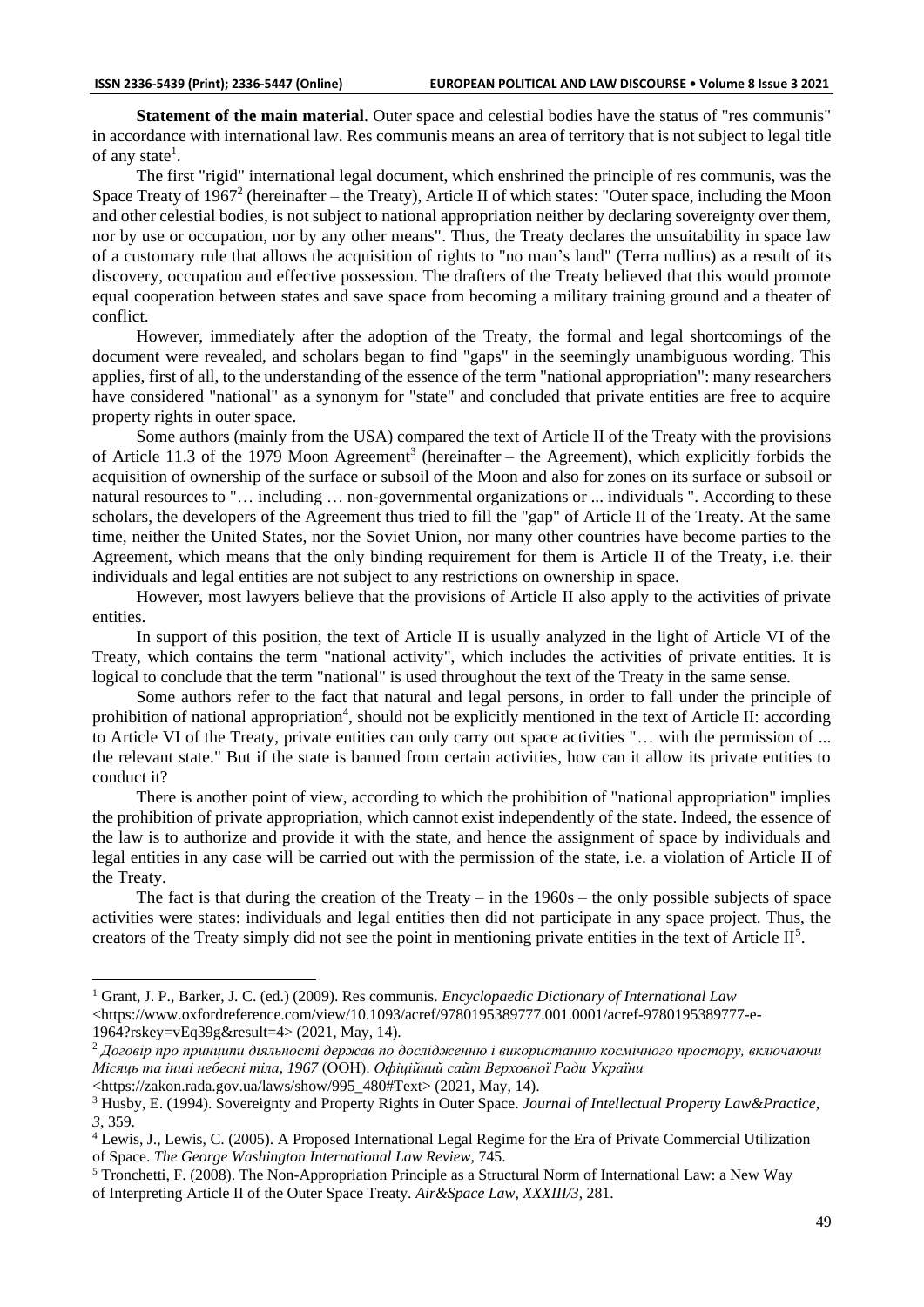**Statement of the main material**. Outer space and celestial bodies have the status of "res communis" in accordance with international law. Res communis means an area of territory that is not subject to legal title of any state[1].

The first "rigid" international legal document, which enshrined the principle of res communis, was the Space Treaty of 1967[2] (hereinafter – the Treaty), Article II of which states: "Outer space, including the Moon and other celestial bodies, is not subject to national appropriation neither by declaring sovereignty over them, nor by use or occupation, nor by any other means". Thus, the Treaty declares the unsuitability in space law of a customary rule that allows the acquisition of rights to "no man's land" (Terra nullius) as a result of its discovery, occupation and effective possession. The drafters of the Treaty believed that this would promote equal cooperation between states and save space from becoming a military training ground and a theater of conflict.

However, immediately after the adoption of the Treaty, the formal and legal shortcomings of the document were revealed, and scholars began to find "gaps" in the seemingly unambiguous wording. This applies, first of all, to the understanding of the essence of the term "national appropriation": many researchers have considered "national" as a synonym for "state" and concluded that private entities are free to acquire property rights in outer space.

Some authors (mainly from the USA) compared the text of Article II of the Treaty with the provisions of Article 11.3 of the 1979 Moon Agreement[3] (hereinafter – the Agreement), which explicitly forbids the acquisition of ownership of the surface or subsoil of the Moon and also for zones on its surface or subsoil or natural resources to "… including … non-governmental organizations or ... individuals ". According to these scholars, the developers of the Agreement thus tried to fill the "gap" of Article II of the Treaty. At the same time, neither the United States, nor the Soviet Union, nor many other countries have become parties to the Agreement, which means that the only binding requirement for them is Article II of the Treaty, i.e. their individuals and legal entities are not subject to any restrictions on ownership in space.

However, most lawyers believe that the provisions of Article II also apply to the activities of private entities.

In support of this position, the text of Article II is usually analyzed in the light of Article VI of the Treaty, which contains the term "national activity", which includes the activities of private entities. It is logical to conclude that the term "national" is used throughout the text of the Treaty in the same sense.

Some authors refer to the fact that natural and legal persons, in order to fall under the principle of prohibition of national appropriation[4], should not be explicitly mentioned in the text of Article II: according to Article VI of the Treaty, private entities can only carry out space activities "… with the permission of ... the relevant state." But if the state is banned from certain activities, how can it allow its private entities to conduct it?

There is another point of view, according to which the prohibition of "national appropriation" implies the prohibition of private appropriation, which cannot exist independently of the state. Indeed, the essence of the law is to authorize and provide it with the state, and hence the assignment of space by individuals and legal entities in any case will be carried out with the permission of the state, i.e. a violation of Article II of the Treaty.

The fact is that during the creation of the Treaty – in the 1960s – the only possible subjects of space activities were states: individuals and legal entities then did not participate in any space project. Thus, the creators of the Treaty simply did not see the point in mentioning private entities in the text of Article II[5].

---

[1] Grant, J. P., Barker, J. C. (ed.) (2009). Res communis. *Encyclopaedic Dictionary of International Law* <https://www.oxfordreference.com/view/10.1093/acref/9780195389777.001.0001/acref-9780195389777-e-1964?rskey=vEq39g&result=4> (2021, May, 14).

[2] *Договір про принципи діяльності держав по дослідженню і використанню космічного простору, включаючи Місяць та інші небесні тіла, 1967* (ООН). *Офіційний сайт Верховної Ради України* <https://zakon.rada.gov.ua/laws/show/995_480#Text> (2021, May, 14).

[3] Husby, E. (1994). Sovereignty and Property Rights in Outer Space. *Journal of Intellectual Property Law&Practice, 3*, 359.

[4] Lewis, J., Lewis, C. (2005). A Proposed International Legal Regime for the Era of Private Commercial Utilization of Space. *The George Washington International Law Review,* 745.

[5] Tronchetti, F. (2008). The Non-Appropriation Principle as a Structural Norm of International Law: a New Way of Interpreting Article II of the Outer Space Treaty. *Air&Space Law, XXXIII/3*, 281.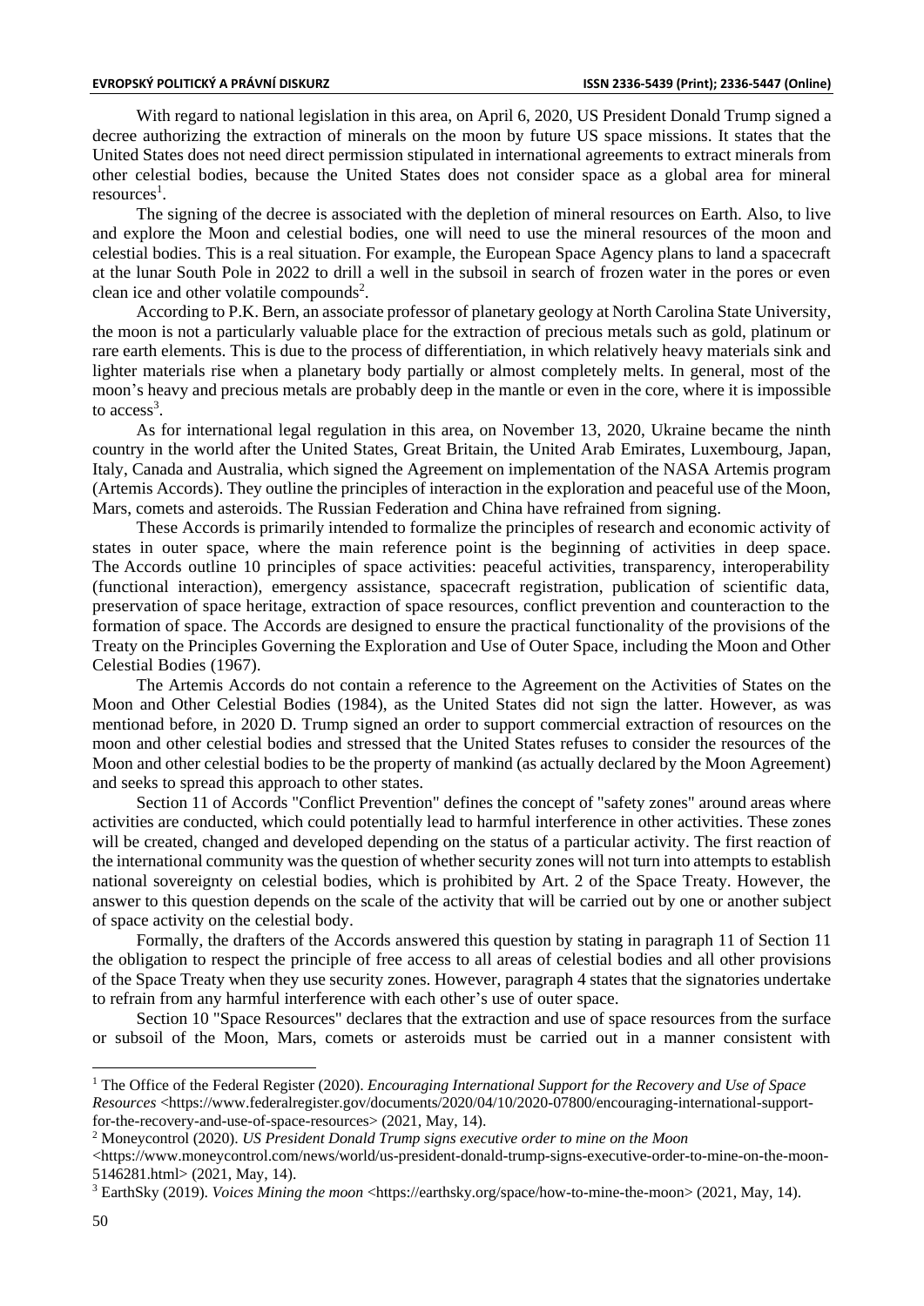With regard to national legislation in this area, on April 6, 2020, US President Donald Trump signed a decree authorizing the extraction of minerals on the moon by future US space missions. It states that the United States does not need direct permission stipulated in international agreements to extract minerals from other celestial bodies, because the United States does not consider space as a global area for mineral resources[1].

The signing of the decree is associated with the depletion of mineral resources on Earth. Also, to live and explore the Moon and celestial bodies, one will need to use the mineral resources of the moon and celestial bodies. This is a real situation. For example, the European Space Agency plans to land a spacecraft at the lunar South Pole in 2022 to drill a well in the subsoil in search of frozen water in the pores or even clean ice and other volatile compounds[2].

According to P.K. Bern, an associate professor of planetary geology at North Carolina State University, the moon is not a particularly valuable place for the extraction of precious metals such as gold, platinum or rare earth elements. This is due to the process of differentiation, in which relatively heavy materials sink and lighter materials rise when a planetary body partially or almost completely melts. In general, most of the moon's heavy and precious metals are probably deep in the mantle or even in the core, where it is impossible to access[3].

As for international legal regulation in this area, on November 13, 2020, Ukraine became the ninth country in the world after the United States, Great Britain, the United Arab Emirates, Luxembourg, Japan, Italy, Canada and Australia, which signed the Agreement on implementation of the NASA Artemis program (Artemis Accords). They outline the principles of interaction in the exploration and peaceful use of the Moon, Mars, comets and asteroids. The Russian Federation and China have refrained from signing.

These Accords is primarily intended to formalize the principles of research and economic activity of states in outer space, where the main reference point is the beginning of activities in deep space. The Accords outline 10 principles of space activities: peaceful activities, transparency, interoperability (functional interaction), emergency assistance, spacecraft registration, publication of scientific data, preservation of space heritage, extraction of space resources, conflict prevention and counteraction to the formation of space. The Accords are designed to ensure the practical functionality of the provisions of the Treaty on the Principles Governing the Exploration and Use of Outer Space, including the Moon and Other Celestial Bodies (1967).

The Artemis Accords do not contain a reference to the Agreement on the Activities of States on the Moon and Other Celestial Bodies (1984), as the United States did not sign the latter. However, as was mentionad before, in 2020 D. Trump signed an order to support commercial extraction of resources on the moon and other celestial bodies and stressed that the United States refuses to consider the resources of the Moon and other celestial bodies to be the property of mankind (as actually declared by the Moon Agreement) and seeks to spread this approach to other states.

Section 11 of Accords "Conflict Prevention" defines the concept of "safety zones" around areas where activities are conducted, which could potentially lead to harmful interference in other activities. These zones will be created, changed and developed depending on the status of a particular activity. The first reaction of the international community was the question of whether security zones will not turn into attempts to establish national sovereignty on celestial bodies, which is prohibited by Art. 2 of the Space Treaty. However, the answer to this question depends on the scale of the activity that will be carried out by one or another subject of space activity on the celestial body.

Formally, the drafters of the Accords answered this question by stating in paragraph 11 of Section 11 the obligation to respect the principle of free access to all areas of celestial bodies and all other provisions of the Space Treaty when they use security zones. However, paragraph 4 states that the signatories undertake to refrain from any harmful interference with each other's use of outer space.

Section 10 "Space Resources" declares that the extraction and use of space resources from the surface or subsoil of the Moon, Mars, comets or asteroids must be carried out in a manner consistent with

---

[1] The Office of the Federal Register (2020). *Encouraging International Support for the Recovery and Use of Space Resources* <https://www.federalregister.gov/documents/2020/04/10/2020-07800/encouraging-international-support-for-the-recovery-and-use-of-space-resources> (2021, May, 14).

[2] Moneycontrol (2020). *US President Donald Trump signs executive order to mine on the Moon* <https://www.moneycontrol.com/news/world/us-president-donald-trump-signs-executive-order-to-mine-on-the-moon-5146281.html> (2021, May, 14).

[3] EarthSky (2019). *Voices Mining the moon* <https://earthsky.org/space/how-to-mine-the-moon> (2021, May, 14).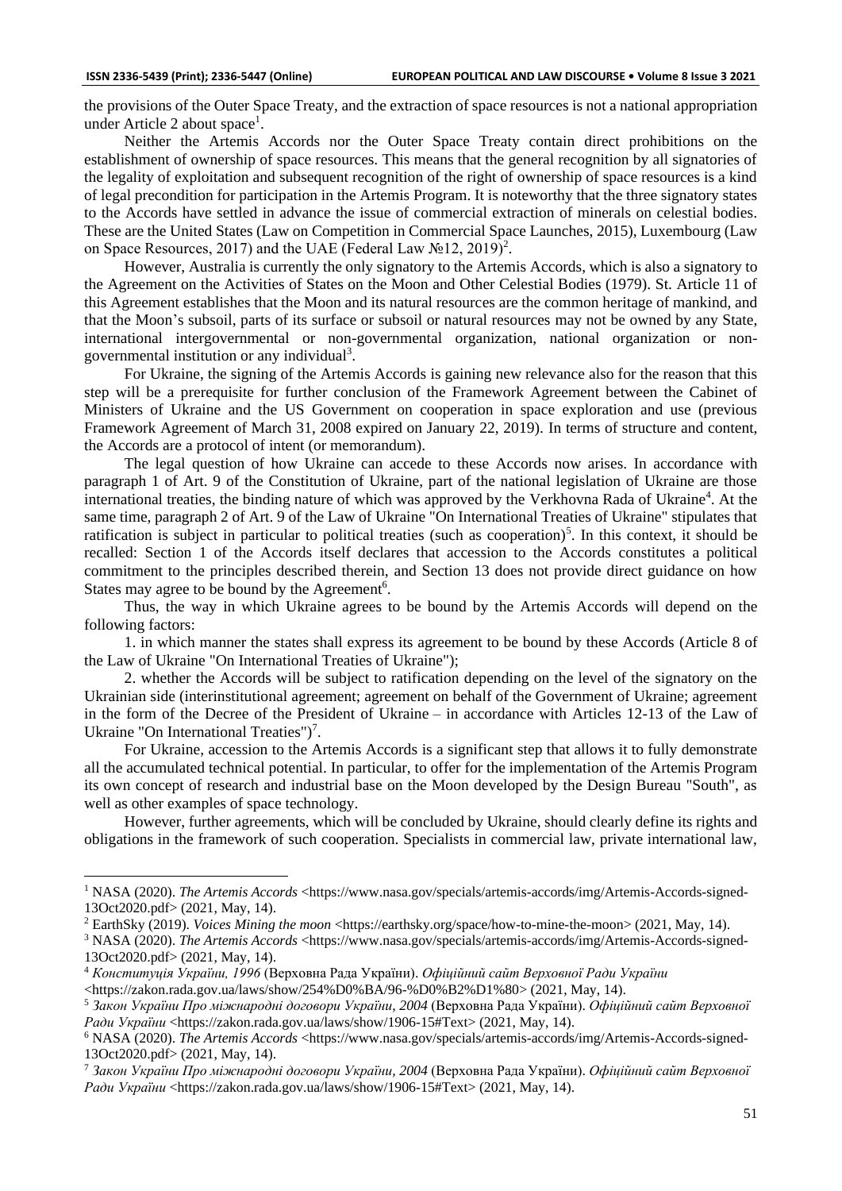the provisions of the Outer Space Treaty, and the extraction of space resources is not a national appropriation under Article 2 about space[1].

Neither the Artemis Accords nor the Outer Space Treaty contain direct prohibitions on the establishment of ownership of space resources. This means that the general recognition by all signatories of the legality of exploitation and subsequent recognition of the right of ownership of space resources is a kind of legal precondition for participation in the Artemis Program. It is noteworthy that the three signatory states to the Accords have settled in advance the issue of commercial extraction of minerals on celestial bodies. These are the United States (Law on Competition in Commercial Space Launches, 2015), Luxembourg (Law on Space Resources, 2017) and the UAE (Federal Law №12, 2019)[2].

However, Australia is currently the only signatory to the Artemis Accords, which is also a signatory to the Agreement on the Activities of States on the Moon and Other Celestial Bodies (1979). St. Article 11 of this Agreement establishes that the Moon and its natural resources are the common heritage of mankind, and that the Moon's subsoil, parts of its surface or subsoil or natural resources may not be owned by any State, international intergovernmental or non-governmental organization, national organization or non-governmental institution or any individual[3].

For Ukraine, the signing of the Artemis Accords is gaining new relevance also for the reason that this step will be a prerequisite for further conclusion of the Framework Agreement between the Cabinet of Ministers of Ukraine and the US Government on cooperation in space exploration and use (previous Framework Agreement of March 31, 2008 expired on January 22, 2019). In terms of structure and content, the Accords are a protocol of intent (or memorandum).

The legal question of how Ukraine can accede to these Accords now arises. In accordance with paragraph 1 of Art. 9 of the Constitution of Ukraine, part of the national legislation of Ukraine are those international treaties, the binding nature of which was approved by the Verkhovna Rada of Ukraine[4]. At the same time, paragraph 2 of Art. 9 of the Law of Ukraine "On International Treaties of Ukraine" stipulates that ratification is subject in particular to political treaties (such as cooperation)[5]. In this context, it should be recalled: Section 1 of the Accords itself declares that accession to the Accords constitutes a political commitment to the principles described therein, and Section 13 does not provide direct guidance on how States may agree to be bound by the Agreement[6].

Thus, the way in which Ukraine agrees to be bound by the Artemis Accords will depend on the following factors:

1. in which manner the states shall express its agreement to be bound by these Accords (Article 8 of the Law of Ukraine "On International Treaties of Ukraine");

2. whether the Accords will be subject to ratification depending on the level of the signatory on the Ukrainian side (interinstitutional agreement; agreement on behalf of the Government of Ukraine; agreement in the form of the Decree of the President of Ukraine – in accordance with Articles 12-13 of the Law of Ukraine "On International Treaties")[7].

For Ukraine, accession to the Artemis Accords is a significant step that allows it to fully demonstrate all the accumulated technical potential. In particular, to offer for the implementation of the Artemis Program its own concept of research and industrial base on the Moon developed by the Design Bureau "South", as well as other examples of space technology.

However, further agreements, which will be concluded by Ukraine, should clearly define its rights and obligations in the framework of such cooperation. Specialists in commercial law, private international law,

---

[1] NASA (2020). *The Artemis Accords* <https://www.nasa.gov/specials/artemis-accords/img/Artemis-Accords-signed-13Oct2020.pdf> (2021, May, 14).

[2] EarthSky (2019). *Voices Mining the moon* <https://earthsky.org/space/how-to-mine-the-moon> (2021, May, 14).

[3] NASA (2020). *The Artemis Accords* <https://www.nasa.gov/specials/artemis-accords/img/Artemis-Accords-signed-13Oct2020.pdf> (2021, May, 14).

[4] *Конституція України, 1996* (Верховна Рада України). *Офіційний сайт Верховної Ради України* <https://zakon.rada.gov.ua/laws/show/254%D0%BA/96-%D0%B2%D1%80> (2021, May, 14).

[5] *Закон України Про міжнародні договори України, 2004* (Верховна Рада України). *Офіційний сайт Верховної Ради України* <https://zakon.rada.gov.ua/laws/show/1906-15#Text> (2021, May, 14).

[6] NASA (2020). *The Artemis Accords* <https://www.nasa.gov/specials/artemis-accords/img/Artemis-Accords-signed-13Oct2020.pdf> (2021, May, 14).

[7] *Закон України Про міжнародні договори України, 2004* (Верховна Рада України). *Офіційний сайт Верховної Ради України* <https://zakon.rada.gov.ua/laws/show/1906-15#Text> (2021, May, 14).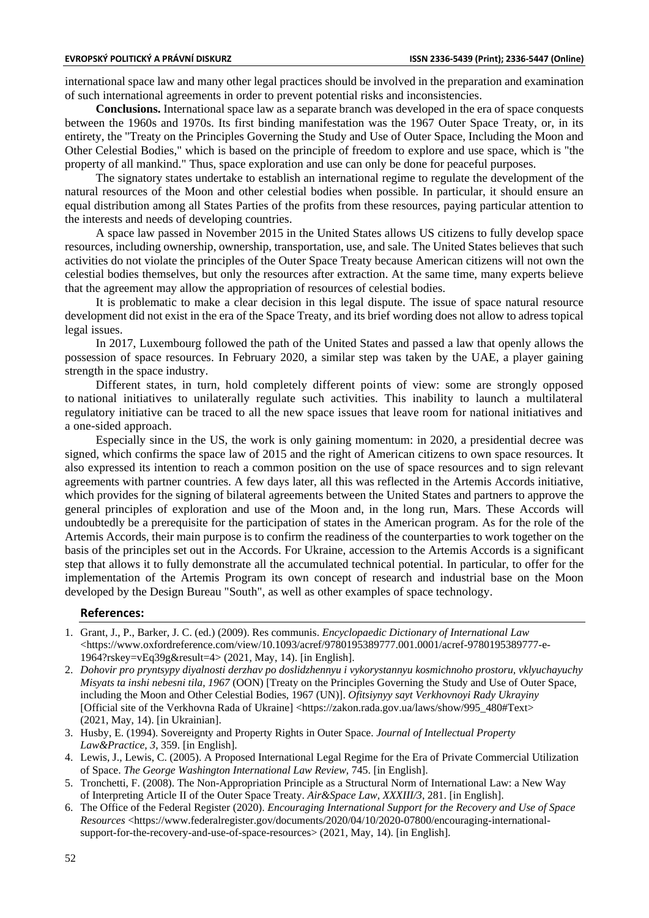international space law and many other legal practices should be involved in the preparation and examination of such international agreements in order to prevent potential risks and inconsistencies.

**Conclusions.** International space law as a separate branch was developed in the era of space conquests between the 1960s and 1970s. Its first binding manifestation was the 1967 Outer Space Treaty, or, in its entirety, the "Treaty on the Principles Governing the Study and Use of Outer Space, Including the Moon and Other Celestial Bodies," which is based on the principle of freedom to explore and use space, which is "the property of all mankind." Thus, space exploration and use can only be done for peaceful purposes.

The signatory states undertake to establish an international regime to regulate the development of the natural resources of the Moon and other celestial bodies when possible. In particular, it should ensure an equal distribution among all States Parties of the profits from these resources, paying particular attention to the interests and needs of developing countries.

A space law passed in November 2015 in the United States allows US citizens to fully develop space resources, including ownership, ownership, transportation, use, and sale. The United States believes that such activities do not violate the principles of the Outer Space Treaty because American citizens will not own the celestial bodies themselves, but only the resources after extraction. At the same time, many experts believe that the agreement may allow the appropriation of resources of celestial bodies.

It is problematic to make a clear decision in this legal dispute. The issue of space natural resource development did not exist in the era of the Space Treaty, and its brief wording does not allow to adress topical legal issues.

In 2017, Luxembourg followed the path of the United States and passed a law that openly allows the possession of space resources. In February 2020, a similar step was taken by the UAE, a player gaining strength in the space industry.

Different states, in turn, hold completely different points of view: some are strongly opposed to national initiatives to unilaterally regulate such activities. This inability to launch a multilateral regulatory initiative can be traced to all the new space issues that leave room for national initiatives and a one-sided approach.

Especially since in the US, the work is only gaining momentum: in 2020, a presidential decree was signed, which confirms the space law of 2015 and the right of American citizens to own space resources. It also expressed its intention to reach a common position on the use of space resources and to sign relevant agreements with partner countries. A few days later, all this was reflected in the Artemis Accords initiative, which provides for the signing of bilateral agreements between the United States and partners to approve the general principles of exploration and use of the Moon and, in the long run, Mars. These Accords will undoubtedly be a prerequisite for the participation of states in the American program. As for the role of the Artemis Accords, their main purpose is to confirm the readiness of the counterparties to work together on the basis of the principles set out in the Accords. For Ukraine, accession to the Artemis Accords is a significant step that allows it to fully demonstrate all the accumulated technical potential. In particular, to offer for the implementation of the Artemis Program its own concept of research and industrial base on the Moon developed by the Design Bureau "South", as well as other examples of space technology.

## References:

1. Grant, J., P., Barker, J. C. (ed.) (2009). Res communis. *Encyclopaedic Dictionary of International Law* <https://www.oxfordreference.com/view/10.1093/acref/9780195389777.001.0001/acref-9780195389777-e-1964?rskey=vEq39g&result=4> (2021, May, 14). [in English].
2. *Dohovir pro pryntsypy diyalnosti derzhav po doslidzhennyu i vykorystannyu kosmichnoho prostoru, vklyuchayuchy Misyats ta inshi nebesni tila, 1967* (OON) [Treaty on the Principles Governing the Study and Use of Outer Space, including the Moon and Other Celestial Bodies, 1967 (UN)]. *Ofitsiynyy sayt Verkhovnoyi Rady Ukrayiny* [Official site of the Verkhovna Rada of Ukraine] <https://zakon.rada.gov.ua/laws/show/995_480#Text> (2021, May, 14). [in Ukrainian].
3. Husby, E. (1994). Sovereignty and Property Rights in Outer Space. *Journal of Intellectual Property Law&Practice, 3*, 359. [in English].
4. Lewis, J., Lewis, C. (2005). A Proposed International Legal Regime for the Era of Private Commercial Utilization of Space. *The George Washington International Law Review*, 745. [in English].
5. Tronchetti, F. (2008). The Non-Appropriation Principle as a Structural Norm of International Law: a New Way of Interpreting Article II of the Outer Space Treaty. *Air&Space Law, XXXIII/3*, 281. [in English].
6. The Office of the Federal Register (2020). *Encouraging International Support for the Recovery and Use of Space Resources* <https://www.federalregister.gov/documents/2020/04/10/2020-07800/encouraging-international-support-for-the-recovery-and-use-of-space-resources> (2021, May, 14). [in English].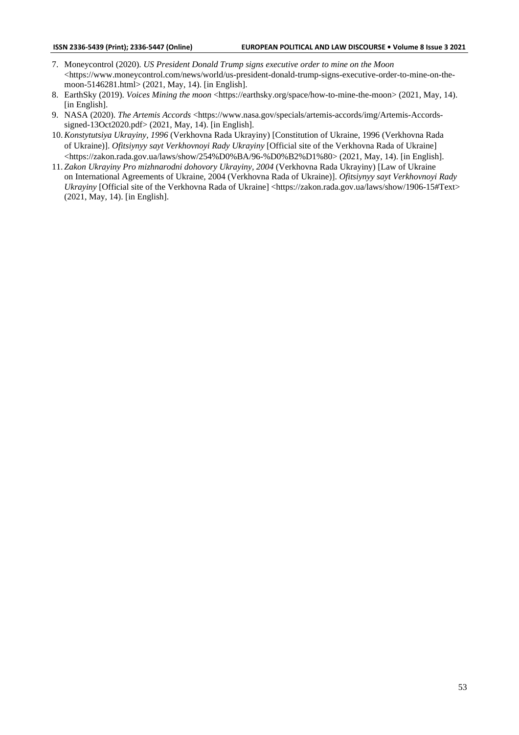7. Moneycontrol (2020). *US President Donald Trump signs executive order to mine on the Moon* <https://www.moneycontrol.com/news/world/us-president-donald-trump-signs-executive-order-to-mine-on-the-moon-5146281.html> (2021, May, 14). [in English].
8. EarthSky (2019). *Voices Mining the moon* <https://earthsky.org/space/how-to-mine-the-moon> (2021, May, 14). [in English].
9. NASA (2020). *The Artemis Accords* <https://www.nasa.gov/specials/artemis-accords/img/Artemis-Accords-signed-13Oct2020.pdf> (2021, May, 14). [in English].
10. *Konstytutsiya Ukrayiny, 1996* (Verkhovna Rada Ukrayiny) [Constitution of Ukraine, 1996 (Verkhovna Rada of Ukraine)]. *Ofitsiynyy sayt Verkhovnoyi Rady Ukrayiny* [Official site of the Verkhovna Rada of Ukraine] <https://zakon.rada.gov.ua/laws/show/254%D0%BA/96-%D0%B2%D1%80> (2021, May, 14). [in English].
11. *Zakon Ukrayiny Pro mizhnarodni dohovory Ukrayiny, 2004* (Verkhovna Rada Ukrayiny) [Law of Ukraine on International Agreements of Ukraine, 2004 (Verkhovna Rada of Ukraine)]. *Ofitsiynyy sayt Verkhovnoyi Rady Ukrayiny* [Official site of the Verkhovna Rada of Ukraine] <https://zakon.rada.gov.ua/laws/show/1906-15#Text> (2021, May, 14). [in English].